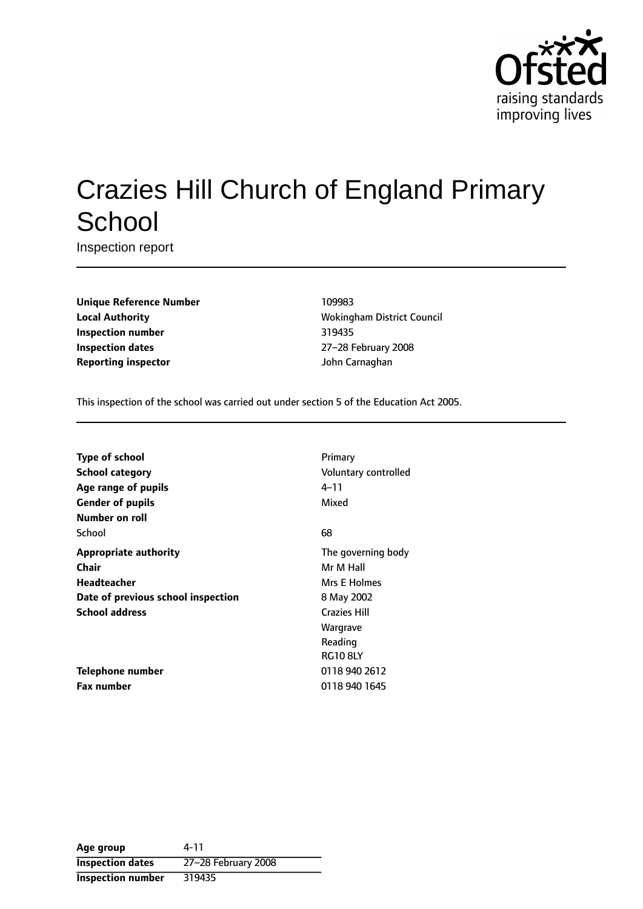# Crazies Hill Church of England Primary School

Inspection report

| | |
|---|---|
| **Unique Reference Number** | 109983 |
| **Local Authority** | Wokingham District Council |
| **Inspection number** | 319435 |
| **Inspection dates** | 27–28 February 2008 |
| **Reporting inspector** | John Carnaghan |

This inspection of the school was carried out under section 5 of the Education Act 2005.

| | |
|---|---|
| **Type of school** | Primary |
| **School category** | Voluntary controlled |
| **Age range of pupils** | 4–11 |
| **Gender of pupils** | Mixed |
| **Number on roll** | |
| School | 68 |
| **Appropriate authority** | The governing body |
| **Chair** | Mr M Hall |
| **Headteacher** | Mrs E Holmes |
| **Date of previous school inspection** | 8 May 2002 |
| **School address** | Crazies Hill<br>Wargrave<br>Reading<br>RG10 8LY |
| **Telephone number** | 0118 940 2612 |
| **Fax number** | 0118 940 1645 |

| | |
|---|---|
| **Age group** | 4-11 |
| **Inspection dates** | 27–28 February 2008 |
| **Inspection number** | 319435 |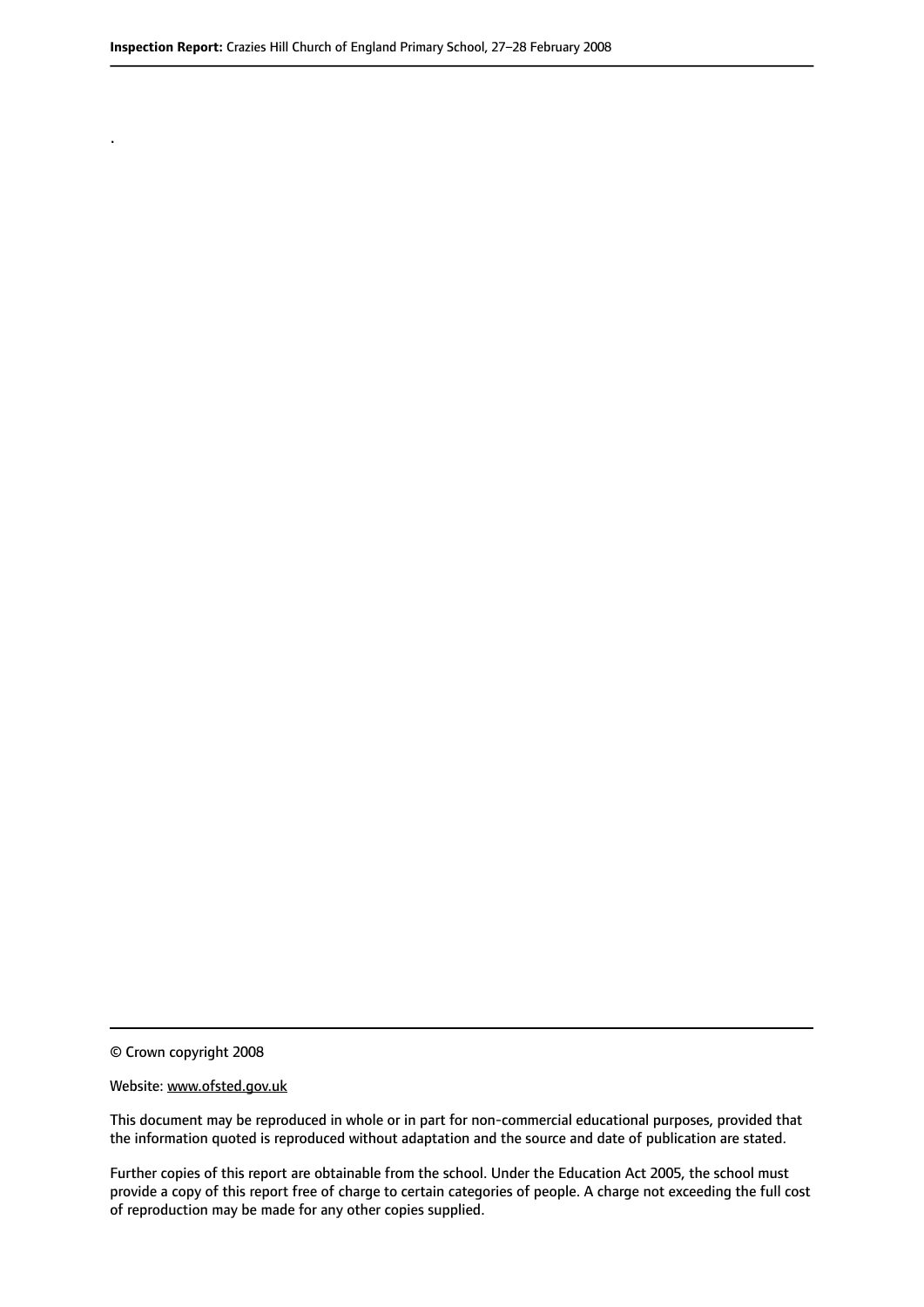.

© Crown copyright 2008

Website: www.ofsted.gov.uk

This document may be reproduced in whole or in part for non-commercial educational purposes, provided that the information quoted is reproduced without adaptation and the source and date of publication are stated.

Further copies of this report are obtainable from the school. Under the Education Act 2005, the school must provide a copy of this report free of charge to certain categories of people. A charge not exceeding the full cost of reproduction may be made for any other copies supplied.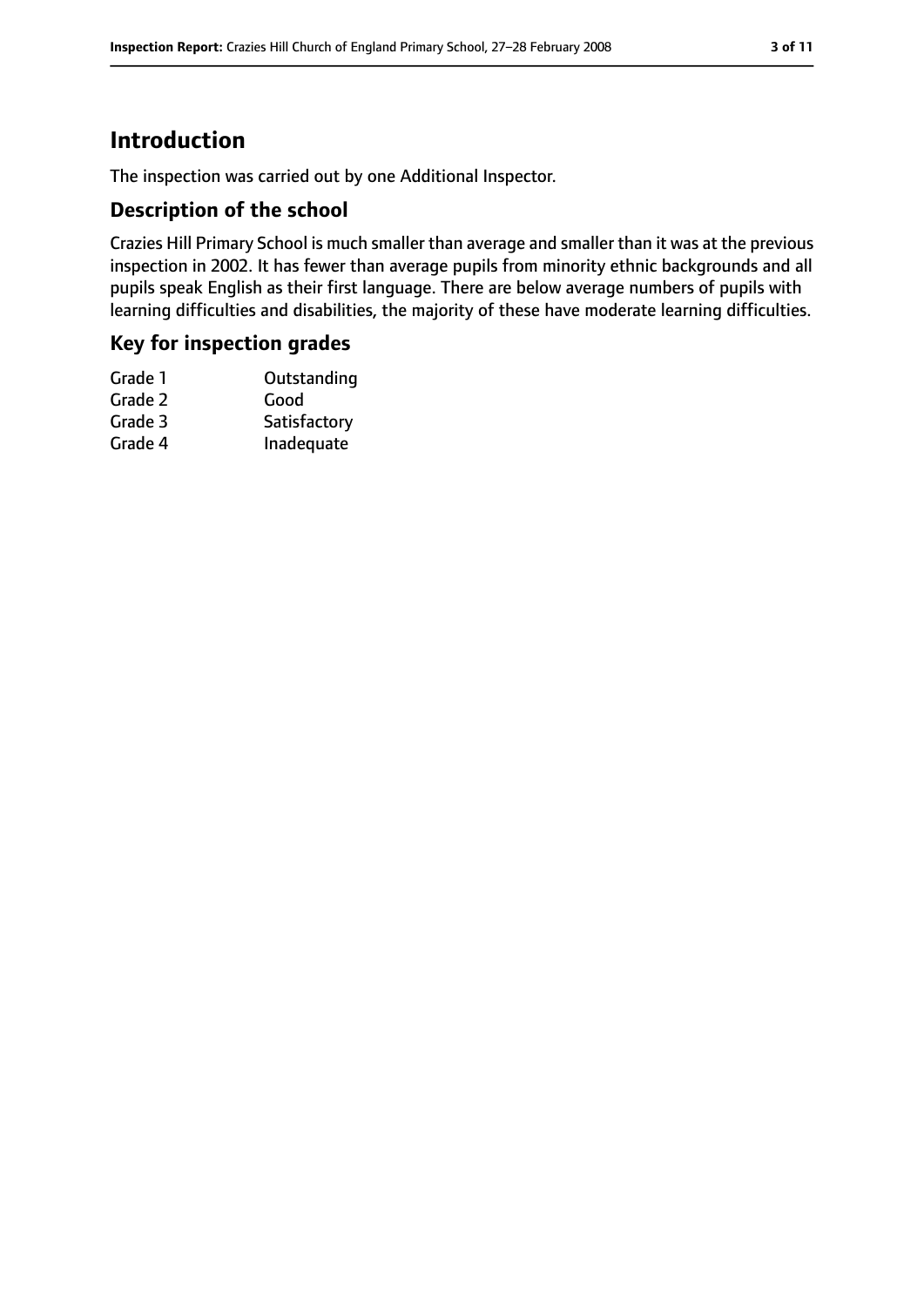# Introduction

The inspection was carried out by one Additional Inspector.

## Description of the school

Crazies Hill Primary School is much smaller than average and smaller than it was at the previous inspection in 2002. It has fewer than average pupils from minority ethnic backgrounds and all pupils speak English as their first language. There are below average numbers of pupils with learning difficulties and disabilities, the majority of these have moderate learning difficulties.

## Key for inspection grades

| | |
|---|---|
| Grade 1 | Outstanding |
| Grade 2 | Good |
| Grade 3 | Satisfactory |
| Grade 4 | Inadequate |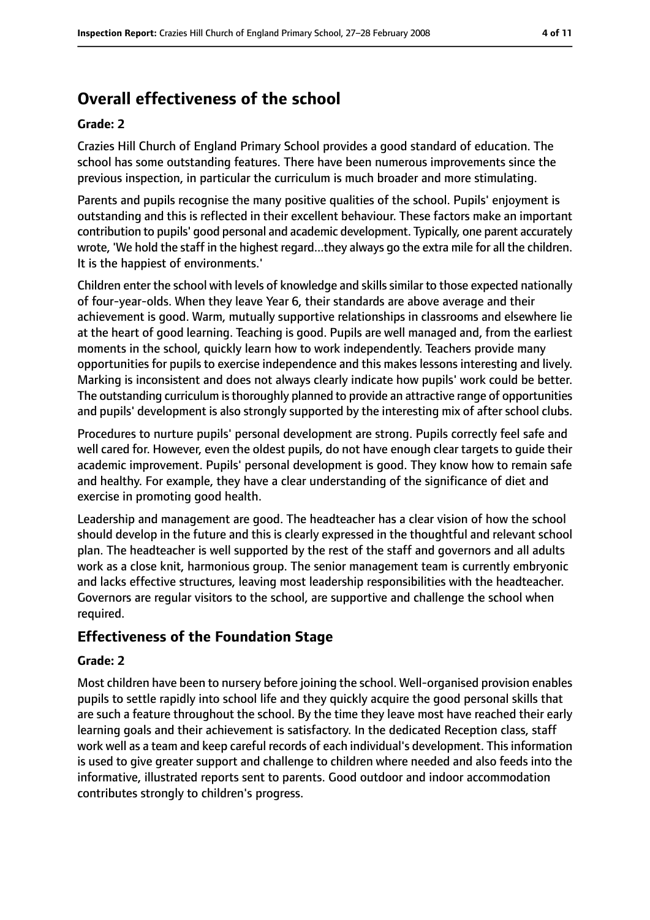## Overall effectiveness of the school

### Grade: 2

Crazies Hill Church of England Primary School provides a good standard of education. The school has some outstanding features. There have been numerous improvements since the previous inspection, in particular the curriculum is much broader and more stimulating.

Parents and pupils recognise the many positive qualities of the school. Pupils' enjoyment is outstanding and this is reflected in their excellent behaviour. These factors make an important contribution to pupils' good personal and academic development. Typically, one parent accurately wrote, 'We hold the staff in the highest regard...they always go the extra mile for all the children. It is the happiest of environments.'

Children enter the school with levels of knowledge and skills similar to those expected nationally of four-year-olds. When they leave Year 6, their standards are above average and their achievement is good. Warm, mutually supportive relationships in classrooms and elsewhere lie at the heart of good learning. Teaching is good. Pupils are well managed and, from the earliest moments in the school, quickly learn how to work independently. Teachers provide many opportunities for pupils to exercise independence and this makes lessons interesting and lively. Marking is inconsistent and does not always clearly indicate how pupils' work could be better. The outstanding curriculum is thoroughly planned to provide an attractive range of opportunities and pupils' development is also strongly supported by the interesting mix of after school clubs.

Procedures to nurture pupils' personal development are strong. Pupils correctly feel safe and well cared for. However, even the oldest pupils, do not have enough clear targets to guide their academic improvement. Pupils' personal development is good. They know how to remain safe and healthy. For example, they have a clear understanding of the significance of diet and exercise in promoting good health.

Leadership and management are good. The headteacher has a clear vision of how the school should develop in the future and this is clearly expressed in the thoughtful and relevant school plan. The headteacher is well supported by the rest of the staff and governors and all adults work as a close knit, harmonious group. The senior management team is currently embryonic and lacks effective structures, leaving most leadership responsibilities with the headteacher. Governors are regular visitors to the school, are supportive and challenge the school when required.

## Effectiveness of the Foundation Stage

### Grade: 2

Most children have been to nursery before joining the school. Well-organised provision enables pupils to settle rapidly into school life and they quickly acquire the good personal skills that are such a feature throughout the school. By the time they leave most have reached their early learning goals and their achievement is satisfactory. In the dedicated Reception class, staff work well as a team and keep careful records of each individual's development. This information is used to give greater support and challenge to children where needed and also feeds into the informative, illustrated reports sent to parents. Good outdoor and indoor accommodation contributes strongly to children's progress.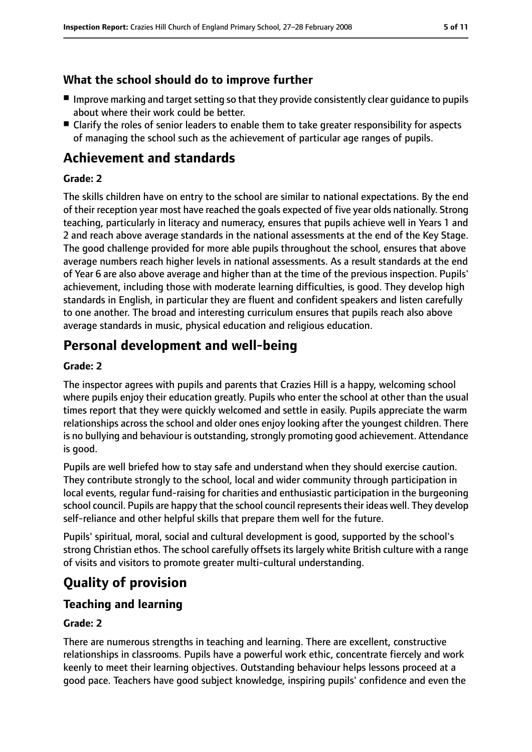### What the school should do to improve further

- Improve marking and target setting so that they provide consistently clear guidance to pupils about where their work could be better.
- Clarify the roles of senior leaders to enable them to take greater responsibility for aspects of managing the school such as the achievement of particular age ranges of pupils.

## Achievement and standards

**Grade: 2**

The skills children have on entry to the school are similar to national expectations. By the end of their reception year most have reached the goals expected of five year olds nationally. Strong teaching, particularly in literacy and numeracy, ensures that pupils achieve well in Years 1 and 2 and reach above average standards in the national assessments at the end of the Key Stage. The good challenge provided for more able pupils throughout the school, ensures that above average numbers reach higher levels in national assessments. As a result standards at the end of Year 6 are also above average and higher than at the time of the previous inspection. Pupils' achievement, including those with moderate learning difficulties, is good. They develop high standards in English, in particular they are fluent and confident speakers and listen carefully to one another. The broad and interesting curriculum ensures that pupils reach also above average standards in music, physical education and religious education.

## Personal development and well-being

**Grade: 2**

The inspector agrees with pupils and parents that Crazies Hill is a happy, welcoming school where pupils enjoy their education greatly. Pupils who enter the school at other than the usual times report that they were quickly welcomed and settle in easily. Pupils appreciate the warm relationships across the school and older ones enjoy looking after the youngest children. There is no bullying and behaviour is outstanding, strongly promoting good achievement. Attendance is good.

Pupils are well briefed how to stay safe and understand when they should exercise caution. They contribute strongly to the school, local and wider community through participation in local events, regular fund-raising for charities and enthusiastic participation in the burgeoning school council. Pupils are happy that the school council represents their ideas well. They develop self-reliance and other helpful skills that prepare them well for the future.

Pupils' spiritual, moral, social and cultural development is good, supported by the school's strong Christian ethos. The school carefully offsets its largely white British culture with a range of visits and visitors to promote greater multi-cultural understanding.

## Quality of provision

### Teaching and learning

**Grade: 2**

There are numerous strengths in teaching and learning. There are excellent, constructive relationships in classrooms. Pupils have a powerful work ethic, concentrate fiercely and work keenly to meet their learning objectives. Outstanding behaviour helps lessons proceed at a good pace. Teachers have good subject knowledge, inspiring pupils' confidence and even the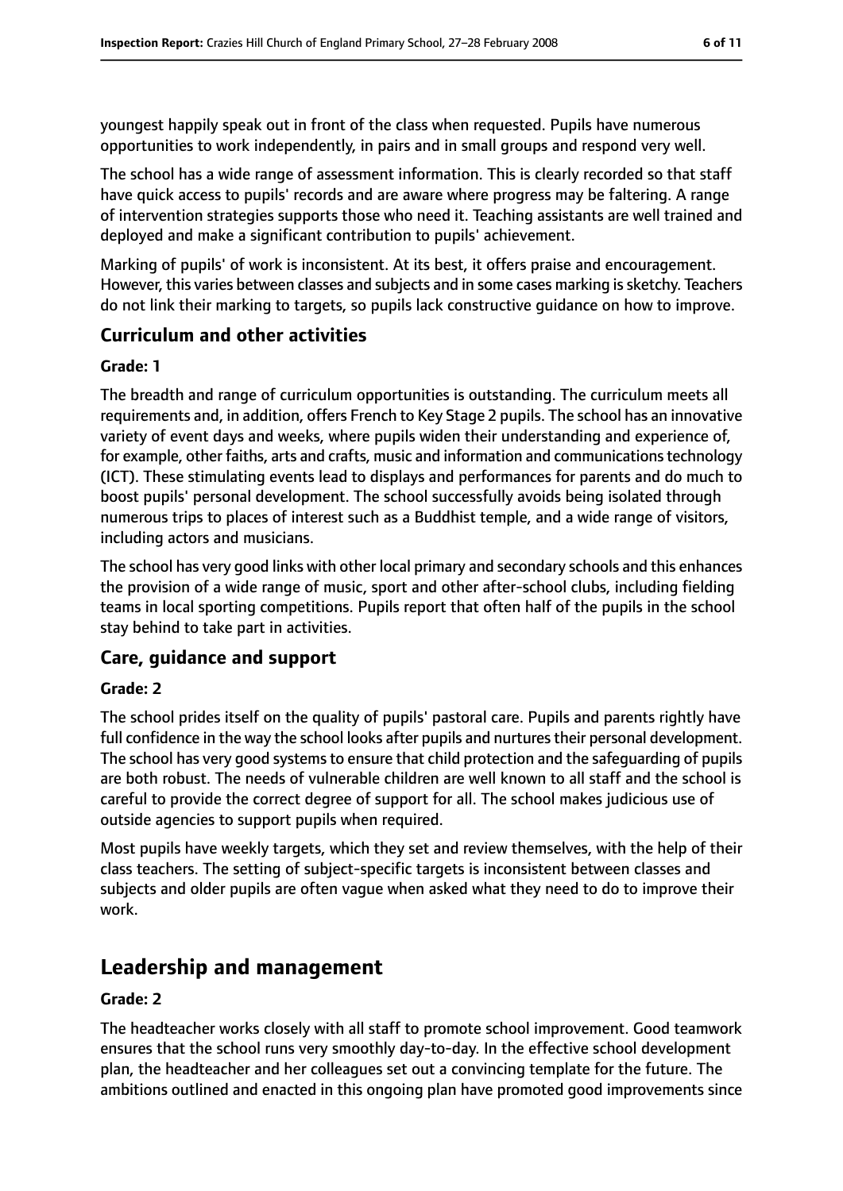youngest happily speak out in front of the class when requested. Pupils have numerous opportunities to work independently, in pairs and in small groups and respond very well.

The school has a wide range of assessment information. This is clearly recorded so that staff have quick access to pupils' records and are aware where progress may be faltering. A range of intervention strategies supports those who need it. Teaching assistants are well trained and deployed and make a significant contribution to pupils' achievement.

Marking of pupils' of work is inconsistent. At its best, it offers praise and encouragement. However, this varies between classes and subjects and in some cases marking is sketchy. Teachers do not link their marking to targets, so pupils lack constructive guidance on how to improve.

### Curriculum and other activities

**Grade: 1**

The breadth and range of curriculum opportunities is outstanding. The curriculum meets all requirements and, in addition, offers French to Key Stage 2 pupils. The school has an innovative variety of event days and weeks, where pupils widen their understanding and experience of, for example, other faiths, arts and crafts, music and information and communications technology (ICT). These stimulating events lead to displays and performances for parents and do much to boost pupils' personal development. The school successfully avoids being isolated through numerous trips to places of interest such as a Buddhist temple, and a wide range of visitors, including actors and musicians.

The school has very good links with other local primary and secondary schools and this enhances the provision of a wide range of music, sport and other after-school clubs, including fielding teams in local sporting competitions. Pupils report that often half of the pupils in the school stay behind to take part in activities.

### Care, guidance and support

**Grade: 2**

The school prides itself on the quality of pupils' pastoral care. Pupils and parents rightly have full confidence in the way the school looks after pupils and nurtures their personal development. The school has very good systems to ensure that child protection and the safeguarding of pupils are both robust. The needs of vulnerable children are well known to all staff and the school is careful to provide the correct degree of support for all. The school makes judicious use of outside agencies to support pupils when required.

Most pupils have weekly targets, which they set and review themselves, with the help of their class teachers. The setting of subject-specific targets is inconsistent between classes and subjects and older pupils are often vague when asked what they need to do to improve their work.

## Leadership and management

**Grade: 2**

The headteacher works closely with all staff to promote school improvement. Good teamwork ensures that the school runs very smoothly day-to-day. In the effective school development plan, the headteacher and her colleagues set out a convincing template for the future. The ambitions outlined and enacted in this ongoing plan have promoted good improvements since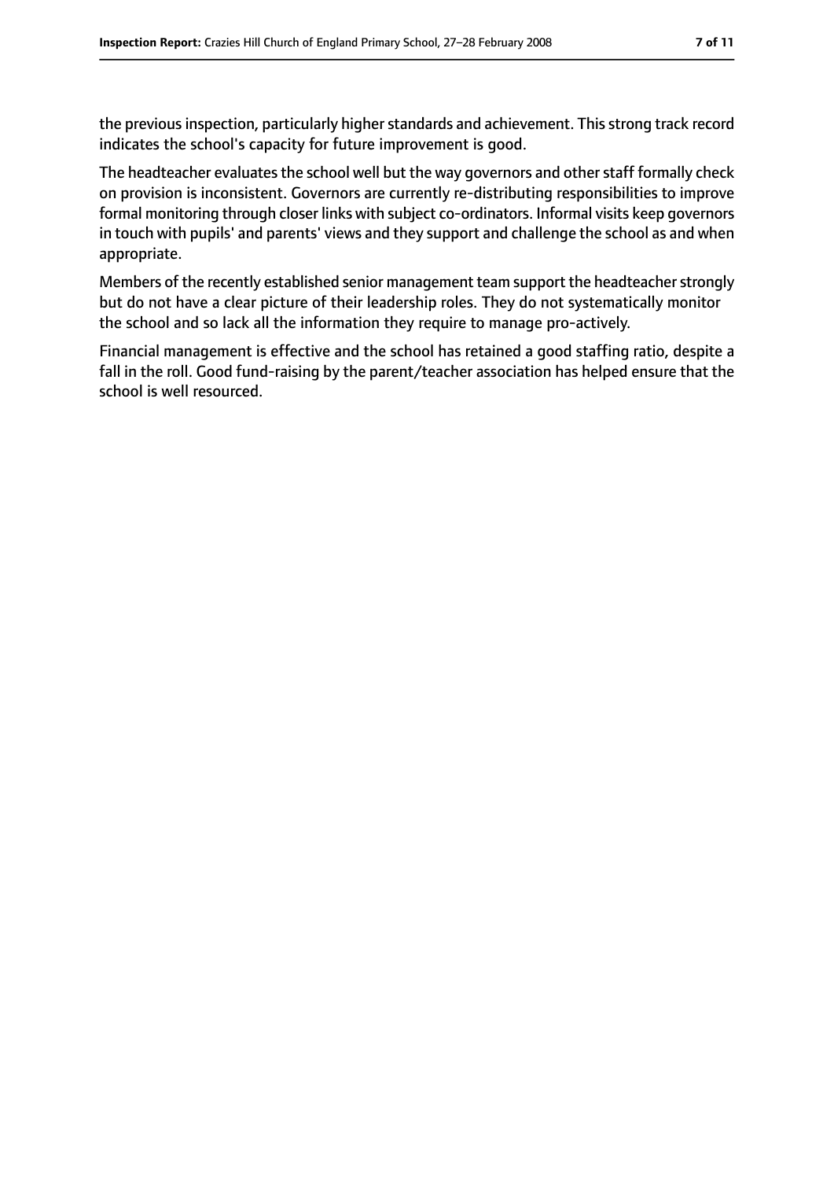the previous inspection, particularly higher standards and achievement. This strong track record indicates the school's capacity for future improvement is good.

The headteacher evaluates the school well but the way governors and other staff formally check on provision is inconsistent. Governors are currently re-distributing responsibilities to improve formal monitoring through closer links with subject co-ordinators. Informal visits keep governors in touch with pupils' and parents' views and they support and challenge the school as and when appropriate.

Members of the recently established senior management team support the headteacher strongly but do not have a clear picture of their leadership roles. They do not systematically monitor the school and so lack all the information they require to manage pro-actively.

Financial management is effective and the school has retained a good staffing ratio, despite a fall in the roll. Good fund-raising by the parent/teacher association has helped ensure that the school is well resourced.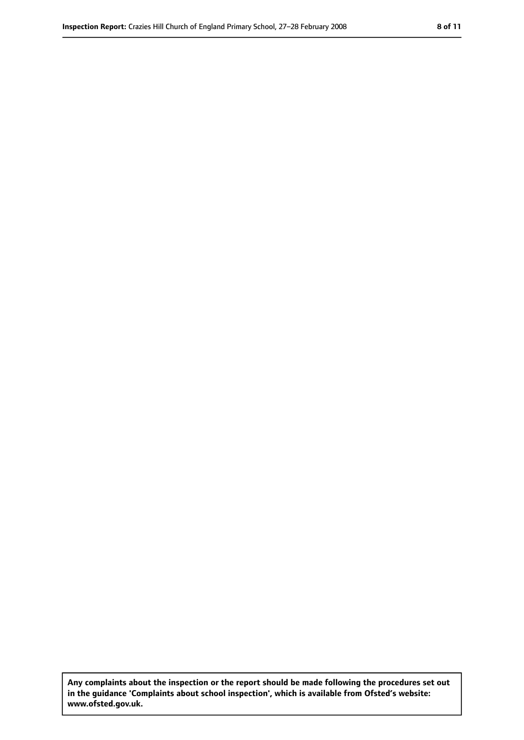Any complaints about the inspection or the report should be made following the procedures set out in the guidance 'Complaints about school inspection', which is available from Ofsted's website: www.ofsted.gov.uk.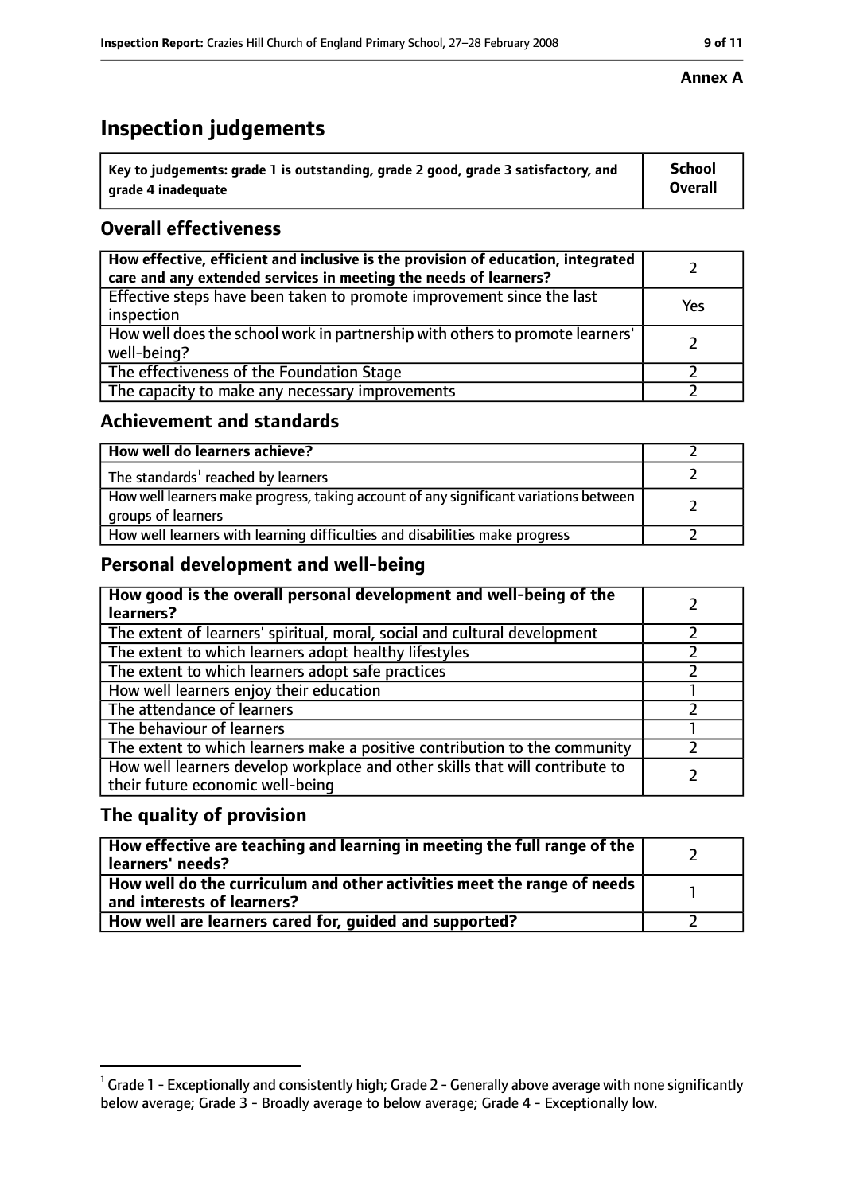**Annex A**

# Inspection judgements

| Key to judgements: grade 1 is outstanding, grade 2 good, grade 3 satisfactory, and grade 4 inadequate | School Overall |
|---|---|

## Overall effectiveness

| | |
|---|---|
| How effective, efficient and inclusive is the provision of education, integrated care and any extended services in meeting the needs of learners? | 2 |
| Effective steps have been taken to promote improvement since the last inspection | Yes |
| How well does the school work in partnership with others to promote learners' well-being? | 2 |
| The effectiveness of the Foundation Stage | 2 |
| The capacity to make any necessary improvements | 2 |

## Achievement and standards

| | |
|---|---|
| How well do learners achieve? | 2 |
| The standards[1] reached by learners | 2 |
| How well learners make progress, taking account of any significant variations between groups of learners | 2 |
| How well learners with learning difficulties and disabilities make progress | 2 |

## Personal development and well-being

| | |
|---|---|
| How good is the overall personal development and well-being of the learners? | 2 |
| The extent of learners' spiritual, moral, social and cultural development | 2 |
| The extent to which learners adopt healthy lifestyles | 2 |
| The extent to which learners adopt safe practices | 2 |
| How well learners enjoy their education | 1 |
| The attendance of learners | 2 |
| The behaviour of learners | 1 |
| The extent to which learners make a positive contribution to the community | 2 |
| How well learners develop workplace and other skills that will contribute to their future economic well-being | 2 |

## The quality of provision

| | |
|---|---|
| How effective are teaching and learning in meeting the full range of the learners' needs? | 2 |
| How well do the curriculum and other activities meet the range of needs and interests of learners? | 1 |
| How well are learners cared for, guided and supported? | 2 |

[1] Grade 1 - Exceptionally and consistently high; Grade 2 - Generally above average with none significantly below average; Grade 3 - Broadly average to below average; Grade 4 - Exceptionally low.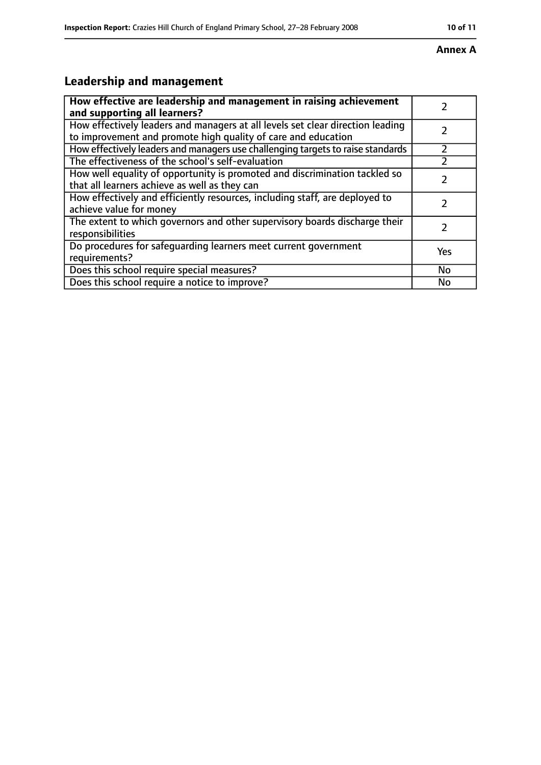**Annex A**

## Leadership and management

| | |
|---|---|
| **How effective are leadership and management in raising achievement and supporting all learners?** | 2 |
| How effectively leaders and managers at all levels set clear direction leading to improvement and promote high quality of care and education | 2 |
| How effectively leaders and managers use challenging targets to raise standards | 2 |
| The effectiveness of the school's self-evaluation | 2 |
| How well equality of opportunity is promoted and discrimination tackled so that all learners achieve as well as they can | 2 |
| How effectively and efficiently resources, including staff, are deployed to achieve value for money | 2 |
| The extent to which governors and other supervisory boards discharge their responsibilities | 2 |
| Do procedures for safeguarding learners meet current government requirements? | Yes |
| Does this school require special measures? | No |
| Does this school require a notice to improve? | No |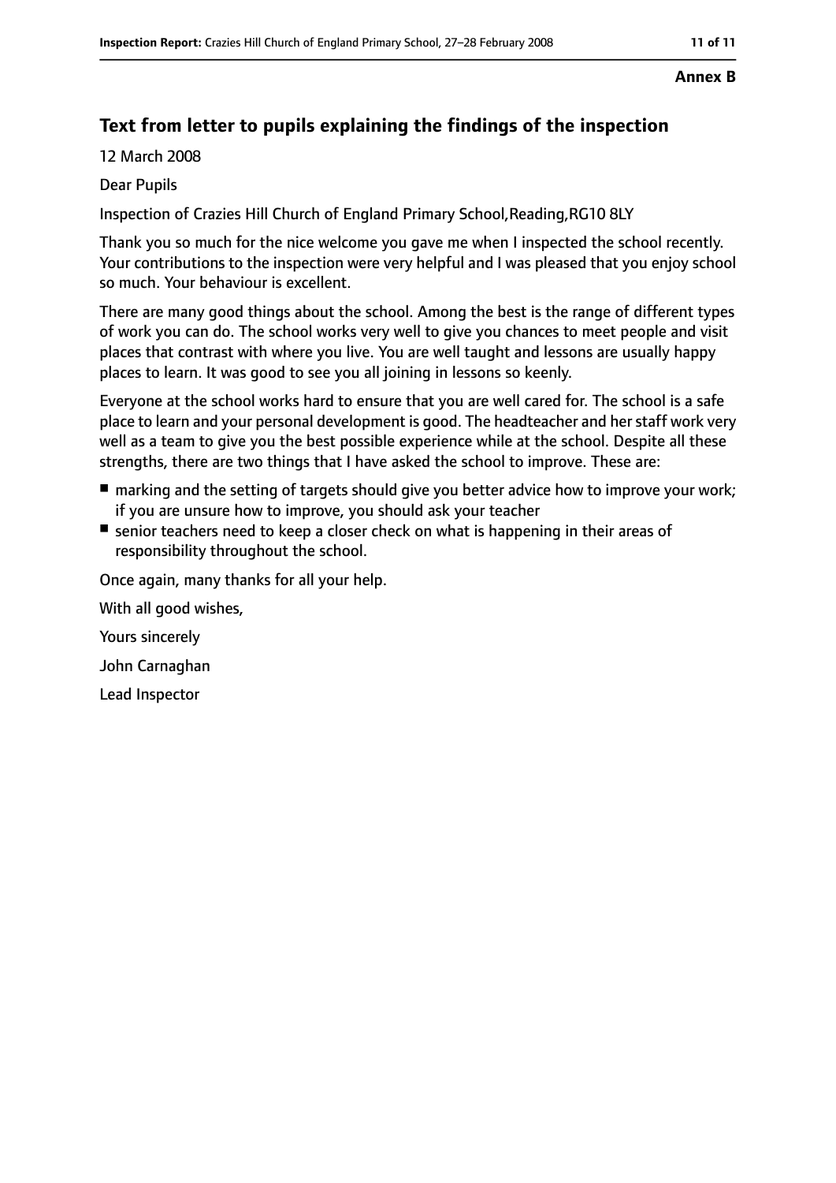**Annex B**

## Text from letter to pupils explaining the findings of the inspection

12 March 2008

Dear Pupils

Inspection of Crazies Hill Church of England Primary School,Reading,RG10 8LY

Thank you so much for the nice welcome you gave me when I inspected the school recently. Your contributions to the inspection were very helpful and I was pleased that you enjoy school so much. Your behaviour is excellent.

There are many good things about the school. Among the best is the range of different types of work you can do. The school works very well to give you chances to meet people and visit places that contrast with where you live. You are well taught and lessons are usually happy places to learn. It was good to see you all joining in lessons so keenly.

Everyone at the school works hard to ensure that you are well cared for. The school is a safe place to learn and your personal development is good. The headteacher and her staff work very well as a team to give you the best possible experience while at the school. Despite all these strengths, there are two things that I have asked the school to improve. These are:

- marking and the setting of targets should give you better advice how to improve your work; if you are unsure how to improve, you should ask your teacher
- senior teachers need to keep a closer check on what is happening in their areas of responsibility throughout the school.

Once again, many thanks for all your help.

With all good wishes,

Yours sincerely

John Carnaghan

Lead Inspector